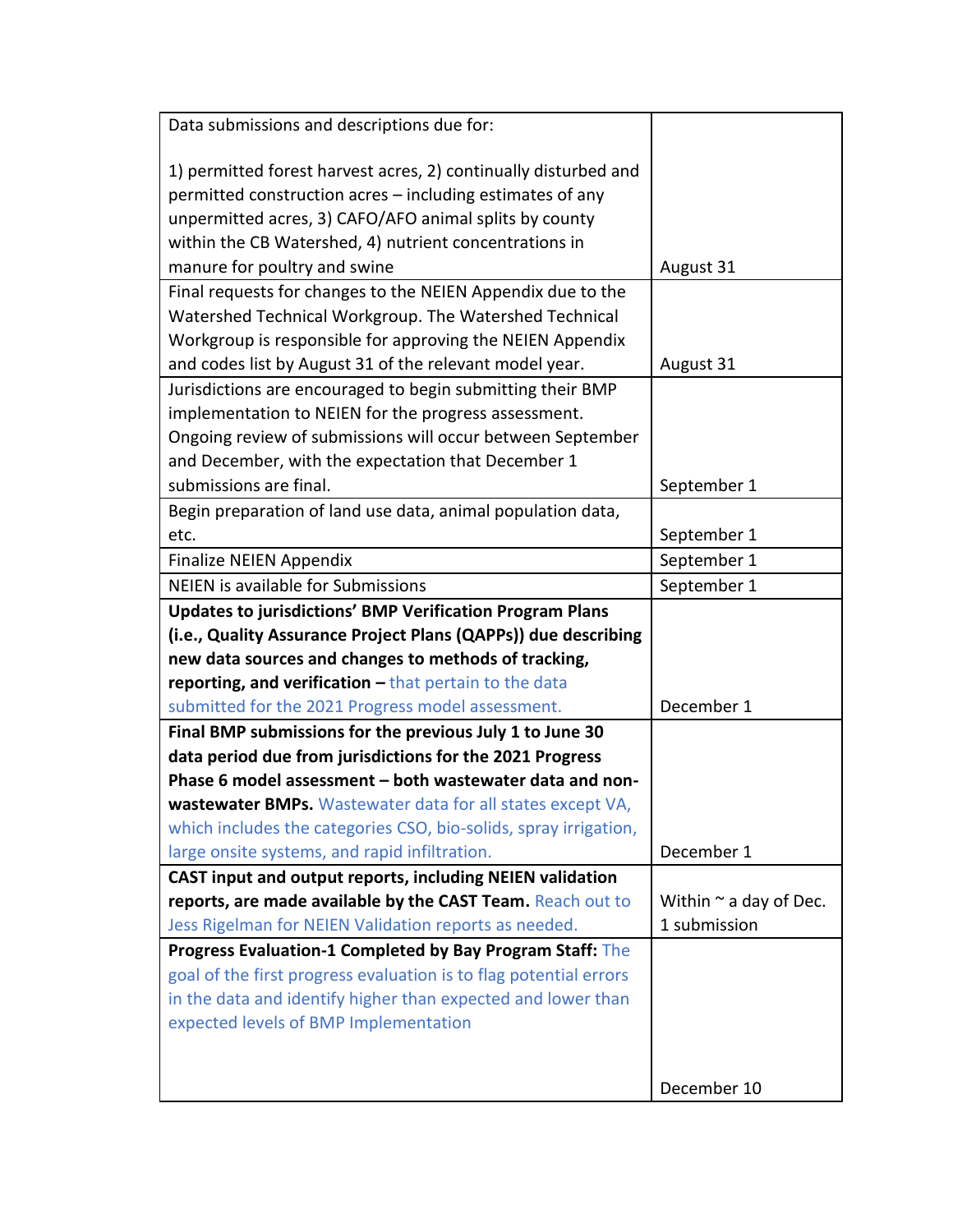| | |
|---|---|
| Data submissions and descriptions due for:<br><br>1) permitted forest harvest acres, 2) continually disturbed and permitted construction acres – including estimates of any unpermitted acres, 3) CAFO/AFO animal splits by county within the CB Watershed, 4) nutrient concentrations in manure for poultry and swine | August 31 |
| Final requests for changes to the NEIEN Appendix due to the Watershed Technical Workgroup. The Watershed Technical Workgroup is responsible for approving the NEIEN Appendix and codes list by August 31 of the relevant model year. | August 31 |
| Jurisdictions are encouraged to begin submitting their BMP implementation to NEIEN for the progress assessment. Ongoing review of submissions will occur between September and December, with the expectation that December 1 submissions are final. | September 1 |
| Begin preparation of land use data, animal population data, etc. | September 1 |
| Finalize NEIEN Appendix | September 1 |
| NEIEN is available for Submissions | September 1 |
| **Updates to jurisdictions' BMP Verification Program Plans (i.e., Quality Assurance Project Plans (QAPPs)) due describing new data sources and changes to methods of tracking, reporting, and verification –** that pertain to the data submitted for the 2021 Progress model assessment. | December 1 |
| **Final BMP submissions for the previous July 1 to June 30 data period due from jurisdictions for the 2021 Progress Phase 6 model assessment – both wastewater data and non-wastewater BMPs.** Wastewater data for all states except VA, which includes the categories CSO, bio-solids, spray irrigation, large onsite systems, and rapid infiltration. | December 1 |
| **CAST input and output reports, including NEIEN validation reports, are made available by the CAST Team.** Reach out to Jess Rigelman for NEIEN Validation reports as needed. | Within ~ a day of Dec. 1 submission |
| **Progress Evaluation-1 Completed by Bay Program Staff:** The goal of the first progress evaluation is to flag potential errors in the data and identify higher than expected and lower than expected levels of BMP Implementation | December 10 |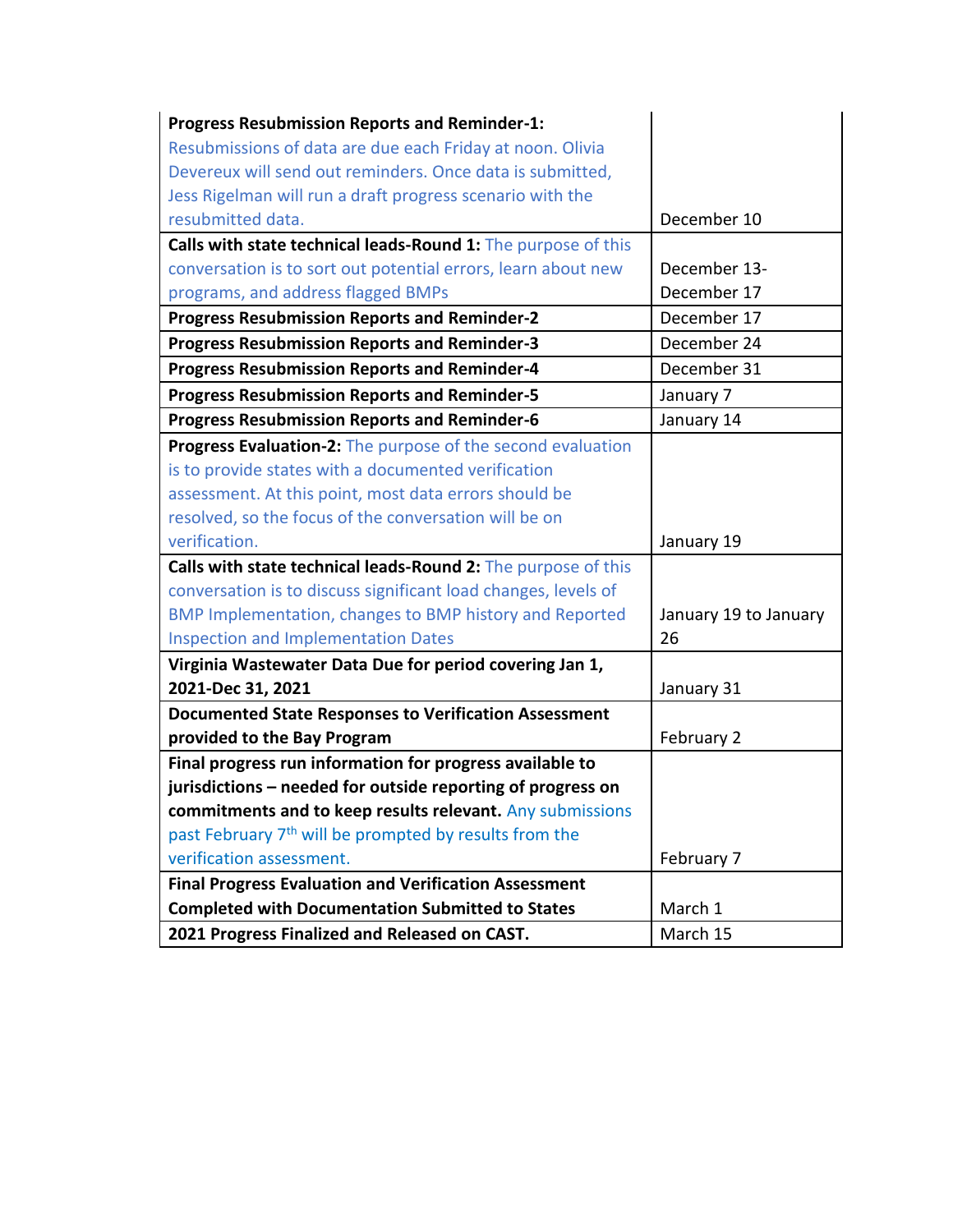| | |
|---|---|
| **Progress Resubmission Reports and Reminder-1:** Resubmissions of data are due each Friday at noon. Olivia Devereux will send out reminders. Once data is submitted, Jess Rigelman will run a draft progress scenario with the resubmitted data. | December 10 |
| **Calls with state technical leads-Round 1:** The purpose of this conversation is to sort out potential errors, learn about new programs, and address flagged BMPs | December 13-December 17 |
| **Progress Resubmission Reports and Reminder-2** | December 17 |
| **Progress Resubmission Reports and Reminder-3** | December 24 |
| **Progress Resubmission Reports and Reminder-4** | December 31 |
| **Progress Resubmission Reports and Reminder-5** | January 7 |
| **Progress Resubmission Reports and Reminder-6** | January 14 |
| **Progress Evaluation-2:** The purpose of the second evaluation is to provide states with a documented verification assessment. At this point, most data errors should be resolved, so the focus of the conversation will be on verification. | January 19 |
| **Calls with state technical leads-Round 2:** The purpose of this conversation is to discuss significant load changes, levels of BMP Implementation, changes to BMP history and Reported Inspection and Implementation Dates | January 19 to January 26 |
| **Virginia Wastewater Data Due for period covering Jan 1, 2021-Dec 31, 2021** | January 31 |
| **Documented State Responses to Verification Assessment provided to the Bay Program** | February 2 |
| **Final progress run information for progress available to jurisdictions – needed for outside reporting of progress on commitments and to keep results relevant.** Any submissions past February 7th will be prompted by results from the verification assessment. | February 7 |
| **Final Progress Evaluation and Verification Assessment Completed with Documentation Submitted to States** | March 1 |
| **2021 Progress Finalized and Released on CAST.** | March 15 |